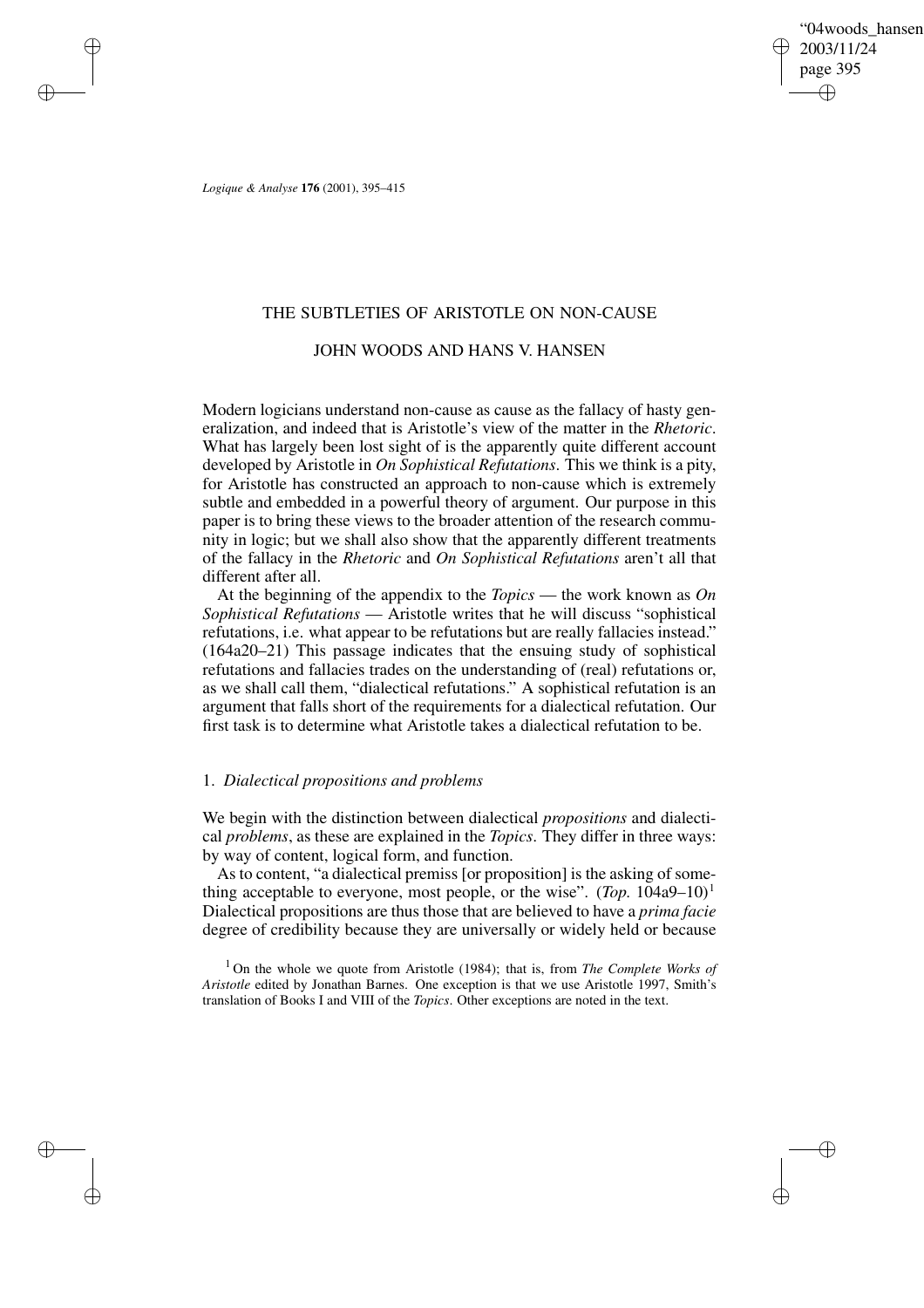*Logique & Analyse* **176** (2001), 395–415

# THE SUBTLETIES OF ARISTOTLE ON NON-CAUSE

## JOHN WOODS AND HANS V. HANSEN

Modern logicians understand non-cause as cause as the fallacy of hasty generalization, and indeed that is Aristotle's view of the matter in the *Rhetoric*. What has largely been lost sight of is the apparently quite different account developed by Aristotle in *On Sophistical Refutations*. This we think is a pity, for Aristotle has constructed an approach to non-cause which is extremely subtle and embedded in a powerful theory of argument. Our purpose in this paper is to bring these views to the broader attention of the research community in logic; but we shall also show that the apparently different treatments of the fallacy in the *Rhetoric* and *On Sophistical Refutations* aren't all that different after all.

At the beginning of the appendix to the *Topics* — the work known as *On Sophistical Refutations* — Aristotle writes that he will discuss "sophistical refutations, i.e. what appear to be refutations but are really fallacies instead." (164a20–21) This passage indicates that the ensuing study of sophistical refutations and fallacies trades on the understanding of (real) refutations or, as we shall call them, "dialectical refutations." A sophistical refutation is an argument that falls short of the requirements for a dialectical refutation. Our first task is to determine what Aristotle takes a dialectical refutation to be.

### 1. *Dialectical propositions and problems*

We begin with the distinction between dialectical *propositions* and dialectical *problems*, as these are explained in the *Topics*. They differ in three ways: by way of content, logical form, and function.

As to content, "a dialectical premiss [or proposition] is the asking of something acceptable to everyone, most people, or the wise". (*Top.* 104a9–10)[1] Dialectical propositions are thus those that are believed to have a *prima facie* degree of credibility because they are universally or widely held or because

[1] On the whole we quote from Aristotle (1984); that is, from *The Complete Works of Aristotle* edited by Jonathan Barnes. One exception is that we use Aristotle 1997, Smith's translation of Books I and VIII of the *Topics*. Other exceptions are noted in the text.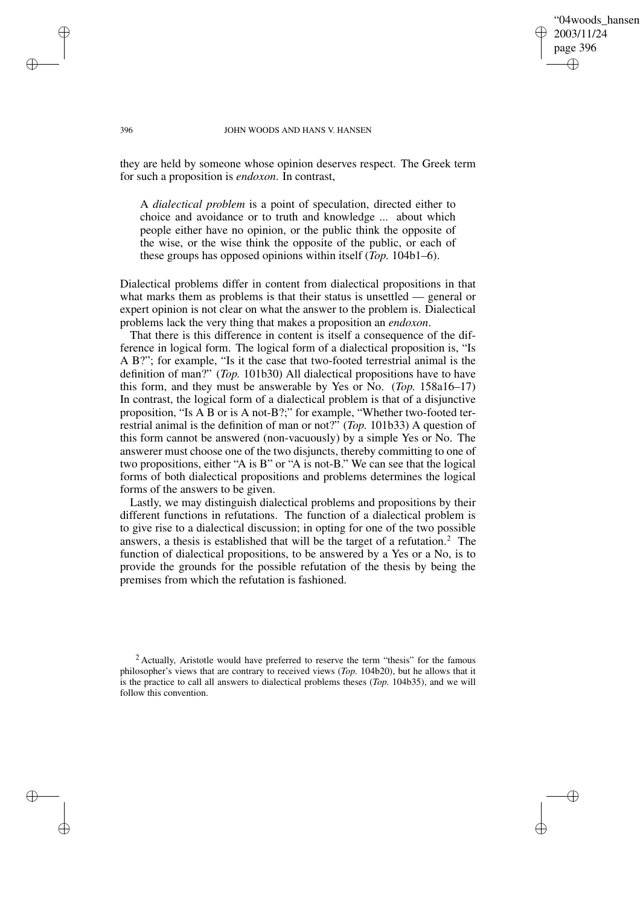they are held by someone whose opinion deserves respect. The Greek term for such a proposition is *endoxon*. In contrast,

> A *dialectical problem* is a point of speculation, directed either to choice and avoidance or to truth and knowledge ... about which people either have no opinion, or the public think the opposite of the wise, or the wise think the opposite of the public, or each of these groups has opposed opinions within itself (*Top.* 104b1–6).

Dialectical problems differ in content from dialectical propositions in that what marks them as problems is that their status is unsettled — general or expert opinion is not clear on what the answer to the problem is. Dialectical problems lack the very thing that makes a proposition an *endoxon*.

That there is this difference in content is itself a consequence of the difference in logical form. The logical form of a dialectical proposition is, "Is A B?"; for example, "Is it the case that two-footed terrestrial animal is the definition of man?" (*Top.* 101b30) All dialectical propositions have to have this form, and they must be answerable by Yes or No. (*Top.* 158a16–17) In contrast, the logical form of a dialectical problem is that of a disjunctive proposition, "Is A B or is A not-B?;" for example, "Whether two-footed terrestrial animal is the definition of man or not?" (*Top.* 101b33) A question of this form cannot be answered (non-vacuously) by a simple Yes or No. The answerer must choose one of the two disjuncts, thereby committing to one of two propositions, either "A is B" or "A is not-B." We can see that the logical forms of both dialectical propositions and problems determines the logical forms of the answers to be given.

Lastly, we may distinguish dialectical problems and propositions by their different functions in refutations. The function of a dialectical problem is to give rise to a dialectical discussion; in opting for one of the two possible answers, a thesis is established that will be the target of a refutation.[2] The function of dialectical propositions, to be answered by a Yes or a No, is to provide the grounds for the possible refutation of the thesis by being the premises from which the refutation is fashioned.

[2] Actually, Aristotle would have preferred to reserve the term "thesis" for the famous philosopher's views that are contrary to received views (*Top.* 104b20), but he allows that it is the practice to call all answers to dialectical problems theses (*Top.* 104b35), and we will follow this convention.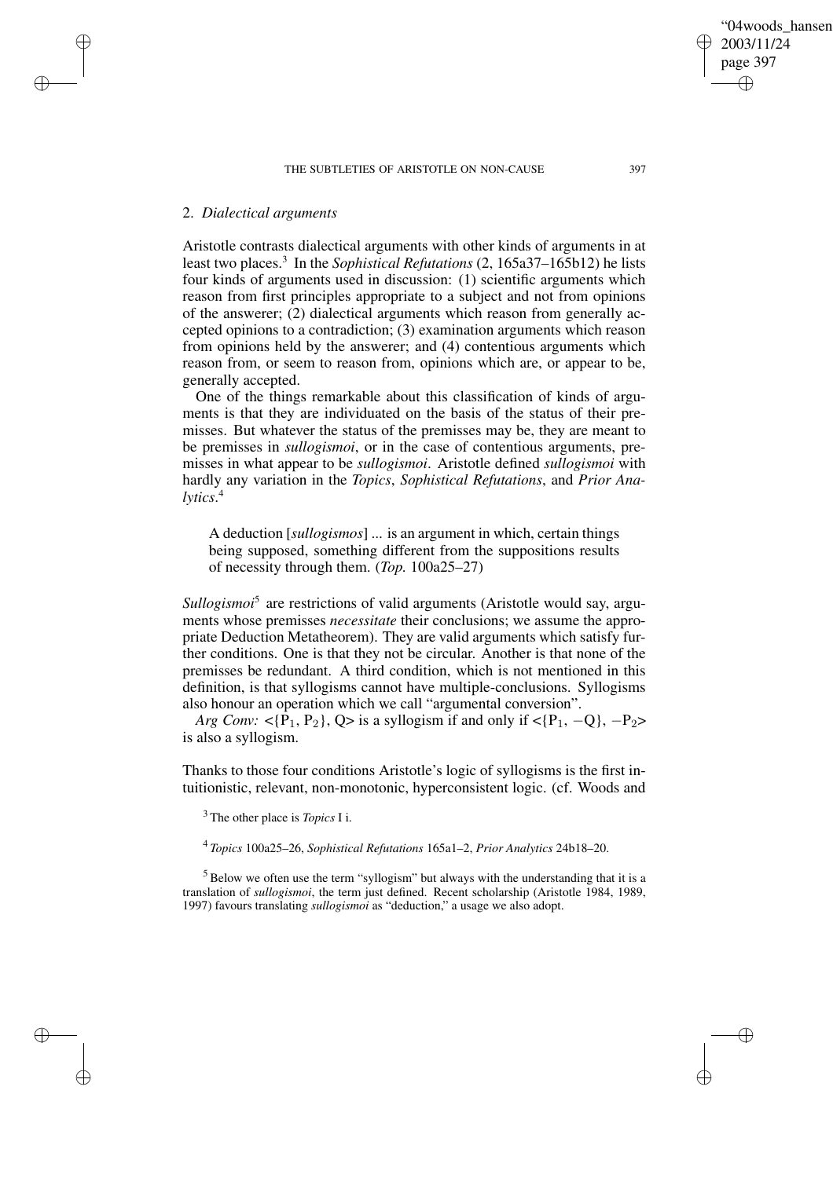## 2. *Dialectical arguments*

Aristotle contrasts dialectical arguments with other kinds of arguments in at least two places.[3] In the *Sophistical Refutations* (2, 165a37–165b12) he lists four kinds of arguments used in discussion: (1) scientific arguments which reason from first principles appropriate to a subject and not from opinions of the answerer; (2) dialectical arguments which reason from generally accepted opinions to a contradiction; (3) examination arguments which reason from opinions held by the answerer; and (4) contentious arguments which reason from, or seem to reason from, opinions which are, or appear to be, generally accepted.

One of the things remarkable about this classification of kinds of arguments is that they are individuated on the basis of the status of their premisses. But whatever the status of the premisses may be, they are meant to be premisses in *sullogismoi*, or in the case of contentious arguments, premisses in what appear to be *sullogismoi*. Aristotle defined *sullogismoi* with hardly any variation in the *Topics*, *Sophistical Refutations*, and *Prior Analytics*.[4]

> A deduction [*sullogismos*] ... is an argument in which, certain things being supposed, something different from the suppositions results of necessity through them. (*Top.* 100a25–27)

*Sullogismoi*[5] are restrictions of valid arguments (Aristotle would say, arguments whose premisses *necessitate* their conclusions; we assume the appropriate Deduction Metatheorem). They are valid arguments which satisfy further conditions. One is that they not be circular. Another is that none of the premisses be redundant. A third condition, which is not mentioned in this definition, is that syllogisms cannot have multiple-conclusions. Syllogisms also honour an operation which we call "argumental conversion".

*Arg Conv:* $<\{P_1, P_2\}, Q>$ is a syllogism if and only if $<\{P_1, -Q\}, -P_2>$ is also a syllogism.

Thanks to those four conditions Aristotle's logic of syllogisms is the first intuitionistic, relevant, non-monotonic, hyperconsistent logic. (cf. Woods and

[3] The other place is *Topics* I i.

[4] *Topics* 100a25–26, *Sophistical Refutations* 165a1–2, *Prior Analytics* 24b18–20.

[5] Below we often use the term "syllogism" but always with the understanding that it is a translation of *sullogismoi*, the term just defined. Recent scholarship (Aristotle 1984, 1989, 1997) favours translating *sullogismoi* as "deduction," a usage we also adopt.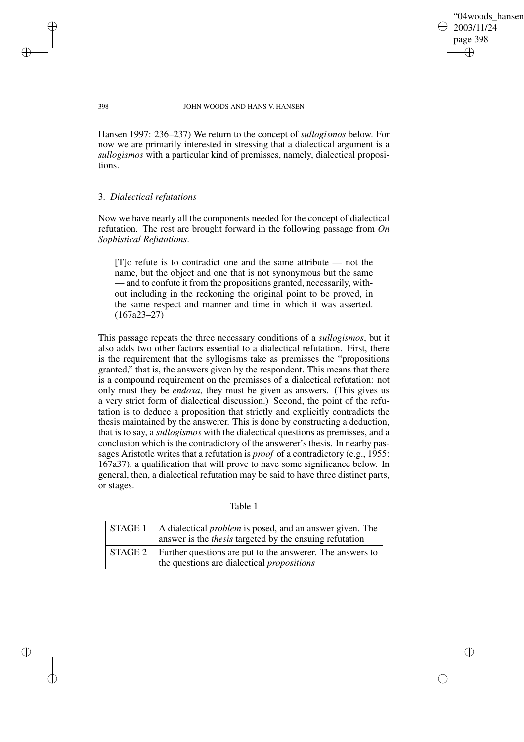Hansen 1997: 236–237) We return to the concept of *sullogismos* below. For now we are primarily interested in stressing that a dialectical argument is a *sullogismos* with a particular kind of premisses, namely, dialectical propositions.

### 3. *Dialectical refutations*

Now we have nearly all the components needed for the concept of dialectical refutation. The rest are brought forward in the following passage from *On Sophistical Refutations*.

> [T]o refute is to contradict one and the same attribute — not the name, but the object and one that is not synonymous but the same — and to confute it from the propositions granted, necessarily, without including in the reckoning the original point to be proved, in the same respect and manner and time in which it was asserted. (167a23–27)

This passage repeats the three necessary conditions of a *sullogismos*, but it also adds two other factors essential to a dialectical refutation. First, there is the requirement that the syllogisms take as premisses the "propositions granted," that is, the answers given by the respondent. This means that there is a compound requirement on the premisses of a dialectical refutation: not only must they be *endoxa*, they must be given as answers. (This gives us a very strict form of dialectical discussion.) Second, the point of the refutation is to deduce a proposition that strictly and explicitly contradicts the thesis maintained by the answerer. This is done by constructing a deduction, that is to say, a *sullogismos* with the dialectical questions as premisses, and a conclusion which is the contradictory of the answerer's thesis. In nearby passages Aristotle writes that a refutation is *proof* of a contradictory (e.g., 1955: 167a37), a qualification that will prove to have some significance below. In general, then, a dialectical refutation may be said to have three distinct parts, or stages.

Table 1

| | |
|---|---|
| STAGE 1 | A dialectical *problem* is posed, and an answer given. The answer is the *thesis* targeted by the ensuing refutation |
| STAGE 2 | Further questions are put to the answerer. The answers to the questions are dialectical *propositions* |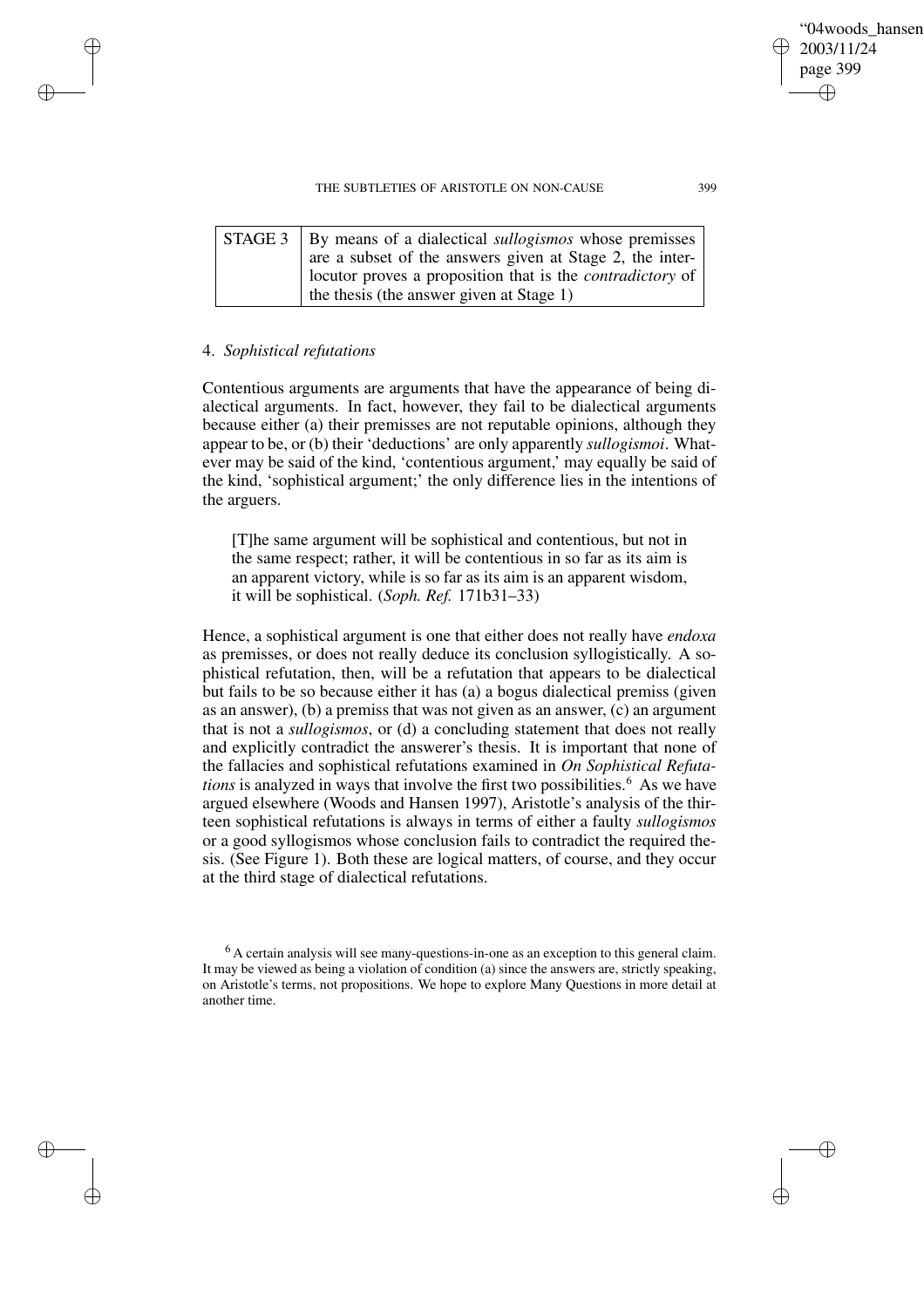| STAGE 3 | By means of a dialectical *sullogismos* whose premisses are a subset of the answers given at Stage 2, the interlocutor proves a proposition that is the *contradictory* of the thesis (the answer given at Stage 1) |
|---|---|

## 4. *Sophistical refutations*

Contentious arguments are arguments that have the appearance of being dialectical arguments. In fact, however, they fail to be dialectical arguments because either (a) their premisses are not reputable opinions, although they appear to be, or (b) their 'deductions' are only apparently *sullogismoi*. Whatever may be said of the kind, 'contentious argument,' may equally be said of the kind, 'sophistical argument;' the only difference lies in the intentions of the arguers.

> [T]he same argument will be sophistical and contentious, but not in the same respect; rather, it will be contentious in so far as its aim is an apparent victory, while is so far as its aim is an apparent wisdom, it will be sophistical. (*Soph. Ref.* 171b31–33)

Hence, a sophistical argument is one that either does not really have *endoxa* as premisses, or does not really deduce its conclusion syllogistically. A sophistical refutation, then, will be a refutation that appears to be dialectical but fails to be so because either it has (a) a bogus dialectical premiss (given as an answer), (b) a premiss that was not given as an answer, (c) an argument that is not a *sullogismos*, or (d) a concluding statement that does not really and explicitly contradict the answerer's thesis. It is important that none of the fallacies and sophistical refutations examined in *On Sophistical Refutations* is analyzed in ways that involve the first two possibilities.[6] As we have argued elsewhere (Woods and Hansen 1997), Aristotle's analysis of the thirteen sophistical refutations is always in terms of either a faulty *sullogismos* or a good syllogismos whose conclusion fails to contradict the required thesis. (See Figure 1). Both these are logical matters, of course, and they occur at the third stage of dialectical refutations.

[6] A certain analysis will see many-questions-in-one as an exception to this general claim. It may be viewed as being a violation of condition (a) since the answers are, strictly speaking, on Aristotle's terms, not propositions. We hope to explore Many Questions in more detail at another time.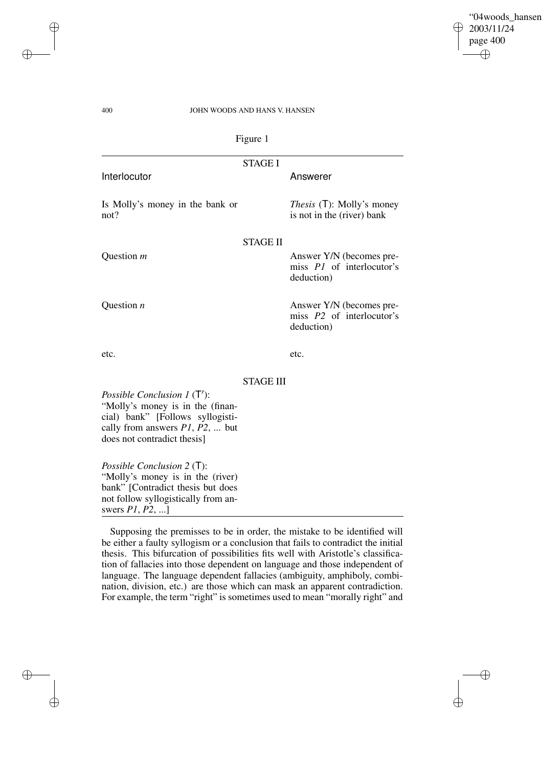Figure 1

| Interlocutor | Answerer |
|---|---|
| **STAGE I** | |
| Is Molly's money in the bank or not? | *Thesis* (T): Molly's money is not in the (river) bank |
| **STAGE II** | |
| Question *m* | Answer Y/N (becomes premiss *P1* of interlocutor's deduction) |
| Question *n* | Answer Y/N (becomes premiss *P2* of interlocutor's deduction) |
| etc. | etc. |
| **STAGE III** | |
| *Possible Conclusion 1* (T′): "Molly's money is in the (financial) bank" [Follows syllogistically from answers *P1*, *P2*, ... but does not contradict thesis] | |
| *Possible Conclusion 2* (T): "Molly's money is in the (river) bank" [Contradict thesis but does not follow syllogistically from answers *P1*, *P2*, ...] | |

Supposing the premisses to be in order, the mistake to be identified will be either a faulty syllogism or a conclusion that fails to contradict the initial thesis. This bifurcation of possibilities fits well with Aristotle's classification of fallacies into those dependent on language and those independent of language. The language dependent fallacies (ambiguity, amphiboly, combination, division, etc.) are those which can mask an apparent contradiction. For example, the term "right" is sometimes used to mean "morally right" and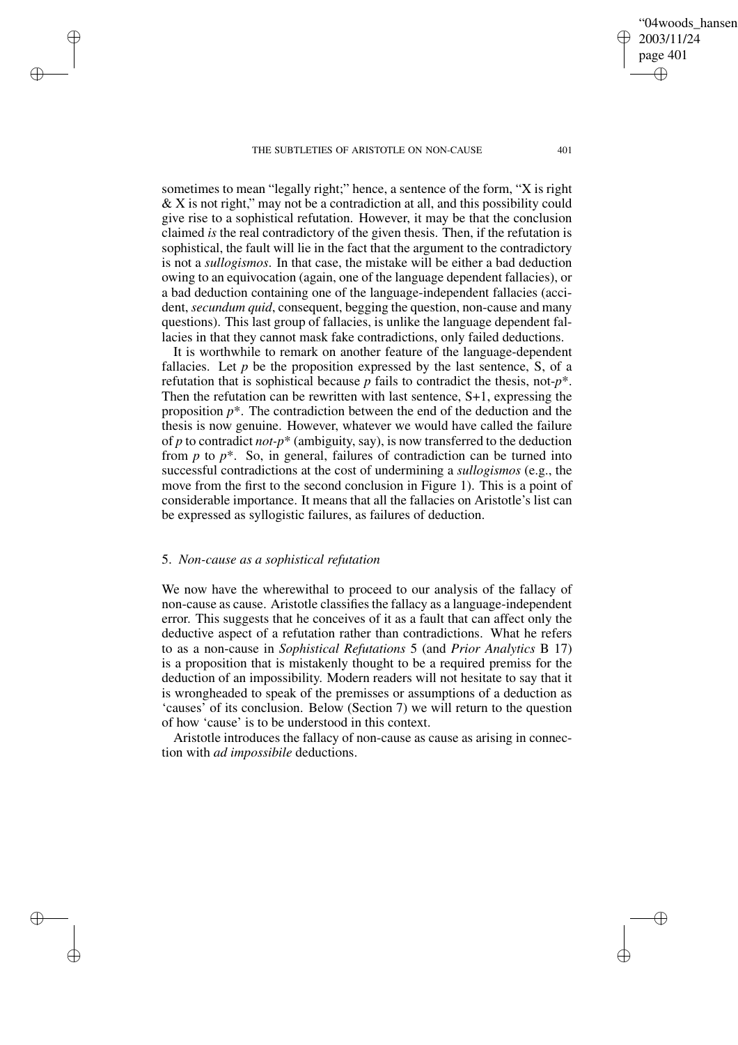sometimes to mean "legally right;" hence, a sentence of the form, "X is right & X is not right," may not be a contradiction at all, and this possibility could give rise to a sophistical refutation. However, it may be that the conclusion claimed *is* the real contradictory of the given thesis. Then, if the refutation is sophistical, the fault will lie in the fact that the argument to the contradictory is not a *sullogismos*. In that case, the mistake will be either a bad deduction owing to an equivocation (again, one of the language dependent fallacies), or a bad deduction containing one of the language-independent fallacies (accident, *secundum quid*, consequent, begging the question, non-cause and many questions). This last group of fallacies, is unlike the language dependent fallacies in that they cannot mask fake contradictions, only failed deductions.

It is worthwhile to remark on another feature of the language-dependent fallacies. Let $p$ be the proposition expressed by the last sentence, S, of a refutation that is sophistical because $p$ fails to contradict the thesis, not-$p^*$. Then the refutation can be rewritten with last sentence, S+1, expressing the proposition $p^*$. The contradiction between the end of the deduction and the thesis is now genuine. However, whatever we would have called the failure of $p$ to contradict *not*-$p^*$ (ambiguity, say), is now transferred to the deduction from $p$ to $p^*$. So, in general, failures of contradiction can be turned into successful contradictions at the cost of undermining a *sullogismos* (e.g., the move from the first to the second conclusion in Figure 1). This is a point of considerable importance. It means that all the fallacies on Aristotle's list can be expressed as syllogistic failures, as failures of deduction.

## 5. *Non-cause as a sophistical refutation*

We now have the wherewithal to proceed to our analysis of the fallacy of non-cause as cause. Aristotle classifies the fallacy as a language-independent error. This suggests that he conceives of it as a fault that can affect only the deductive aspect of a refutation rather than contradictions. What he refers to as a non-cause in *Sophistical Refutations* 5 (and *Prior Analytics* B 17) is a proposition that is mistakenly thought to be a required premiss for the deduction of an impossibility. Modern readers will not hesitate to say that it is wrongheaded to speak of the premisses or assumptions of a deduction as 'causes' of its conclusion. Below (Section 7) we will return to the question of how 'cause' is to be understood in this context.

Aristotle introduces the fallacy of non-cause as cause as arising in connection with *ad impossibile* deductions.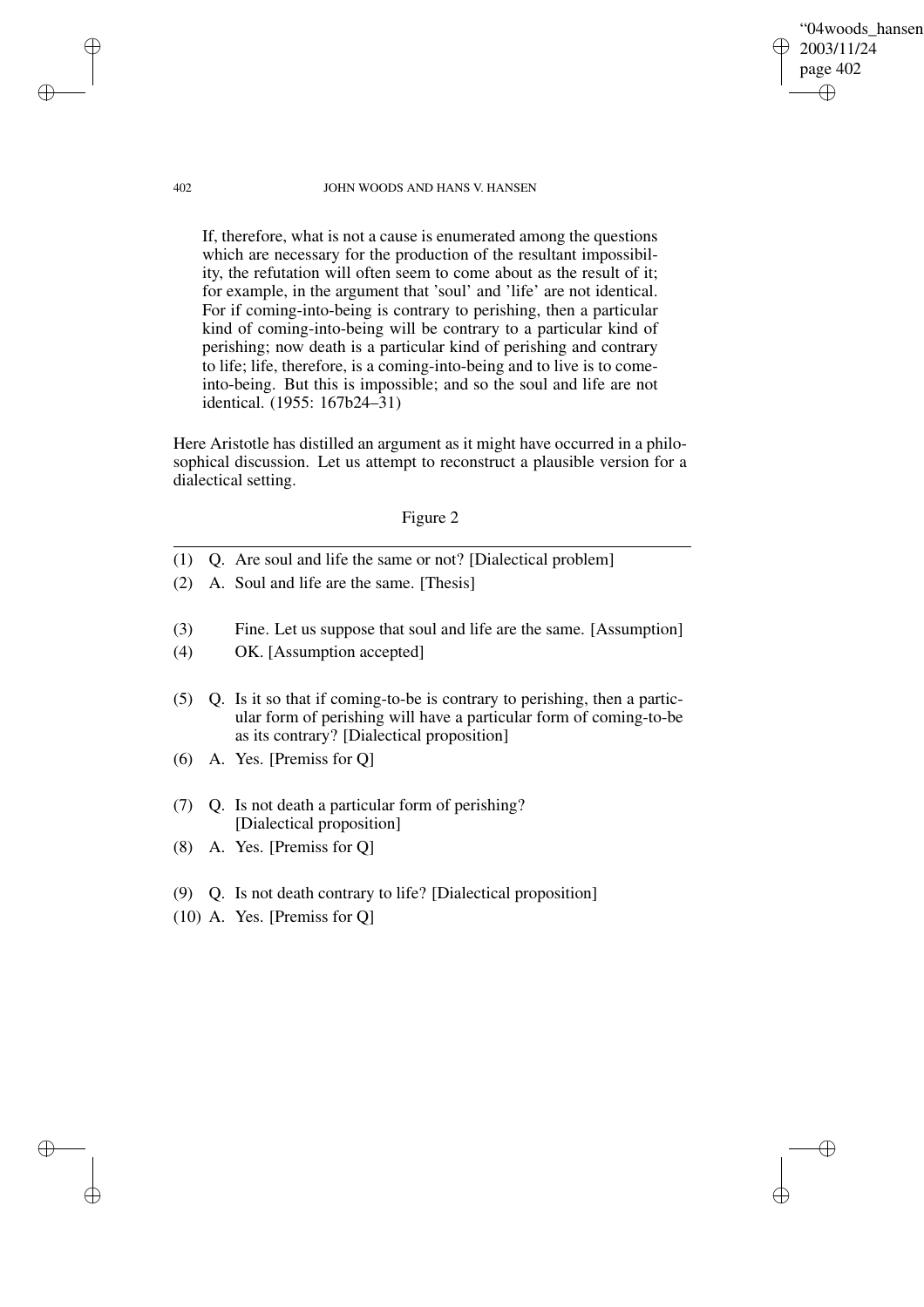> If, therefore, what is not a cause is enumerated among the questions which are necessary for the production of the resultant impossibility, the refutation will often seem to come about as the result of it; for example, in the argument that 'soul' and 'life' are not identical. For if coming-into-being is contrary to perishing, then a particular kind of coming-into-being will be contrary to a particular kind of perishing; now death is a particular kind of perishing and contrary to life; life, therefore, is a coming-into-being and to live is to come-into-being. But this is impossible; and so the soul and life are not identical. (1955: 167b24–31)

Here Aristotle has distilled an argument as it might have occurred in a philosophical discussion. Let us attempt to reconstruct a plausible version for a dialectical setting.

Figure 2

---

(1) Q. Are soul and life the same or not? [Dialectical problem]

(2) A. Soul and life are the same. [Thesis]

(3) Fine. Let us suppose that soul and life are the same. [Assumption]

(4) OK. [Assumption accepted]

(5) Q. Is it so that if coming-to-be is contrary to perishing, then a particular form of perishing will have a particular form of coming-to-be as its contrary? [Dialectical proposition]

(6) A. Yes. [Premiss for Q]

(7) Q. Is not death a particular form of perishing? [Dialectical proposition]

(8) A. Yes. [Premiss for Q]

(9) Q. Is not death contrary to life? [Dialectical proposition]

(10) A. Yes. [Premiss for Q]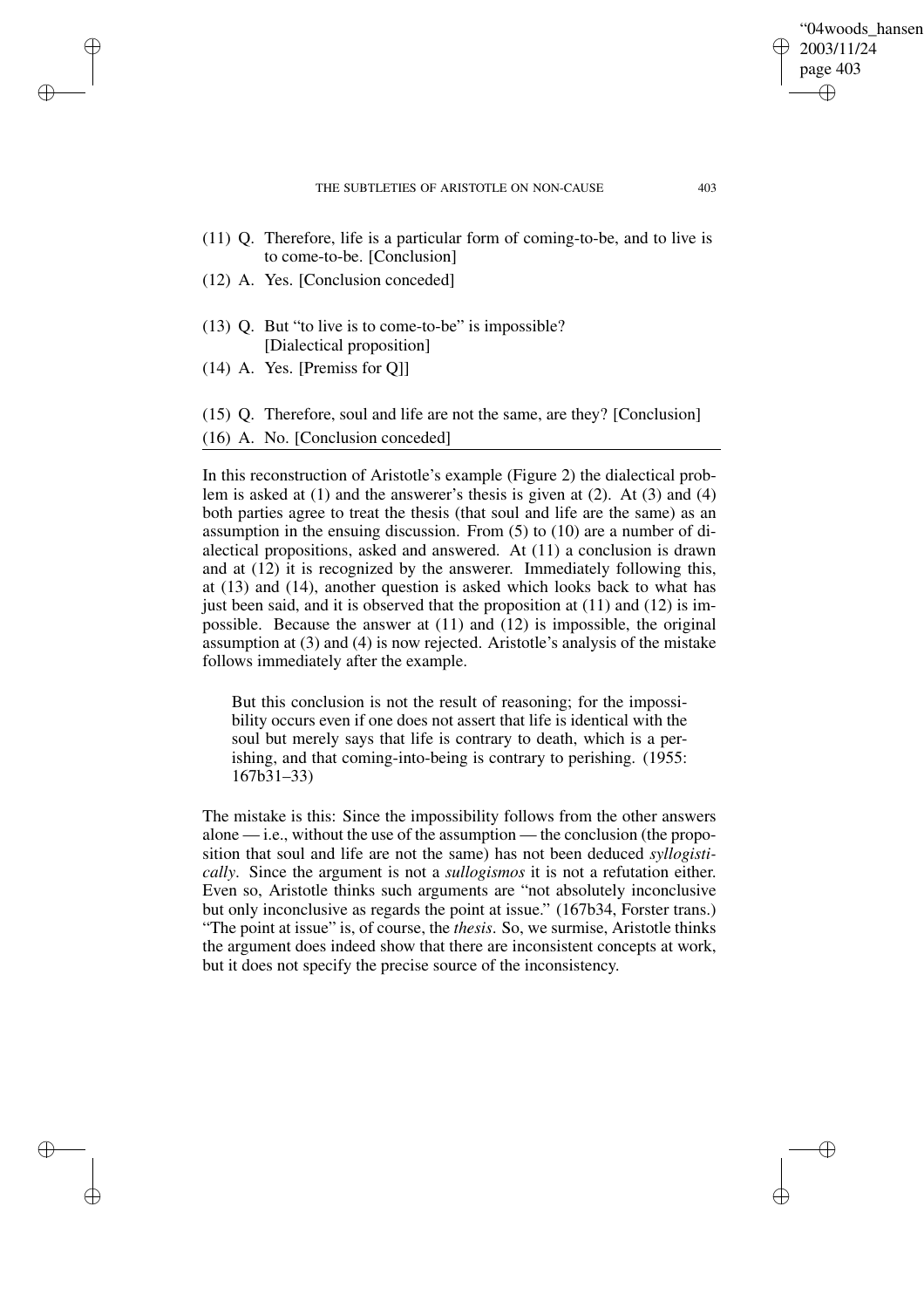(11) Q. Therefore, life is a particular form of coming-to-be, and to live is to come-to-be. [Conclusion]

(12) A. Yes. [Conclusion conceded]

(13) Q. But "to live is to come-to-be" is impossible? [Dialectical proposition]

(14) A. Yes. [Premiss for Q]]

(15) Q. Therefore, soul and life are not the same, are they? [Conclusion]

(16) A. No. [Conclusion conceded]

---

In this reconstruction of Aristotle's example (Figure 2) the dialectical problem is asked at (1) and the answerer's thesis is given at (2). At (3) and (4) both parties agree to treat the thesis (that soul and life are the same) as an assumption in the ensuing discussion. From (5) to (10) are a number of dialectical propositions, asked and answered. At (11) a conclusion is drawn and at (12) it is recognized by the answerer. Immediately following this, at (13) and (14), another question is asked which looks back to what has just been said, and it is observed that the proposition at (11) and (12) is impossible. Because the answer at (11) and (12) is impossible, the original assumption at (3) and (4) is now rejected. Aristotle's analysis of the mistake follows immediately after the example.

> But this conclusion is not the result of reasoning; for the impossibility occurs even if one does not assert that life is identical with the soul but merely says that life is contrary to death, which is a perishing, and that coming-into-being is contrary to perishing. (1955: 167b31–33)

The mistake is this: Since the impossibility follows from the other answers alone — i.e., without the use of the assumption — the conclusion (the proposition that soul and life are not the same) has not been deduced *syllogistically*. Since the argument is not a *sullogismos* it is not a refutation either. Even so, Aristotle thinks such arguments are "not absolutely inconclusive but only inconclusive as regards the point at issue." (167b34, Forster trans.) "The point at issue" is, of course, the *thesis*. So, we surmise, Aristotle thinks the argument does indeed show that there are inconsistent concepts at work, but it does not specify the precise source of the inconsistency.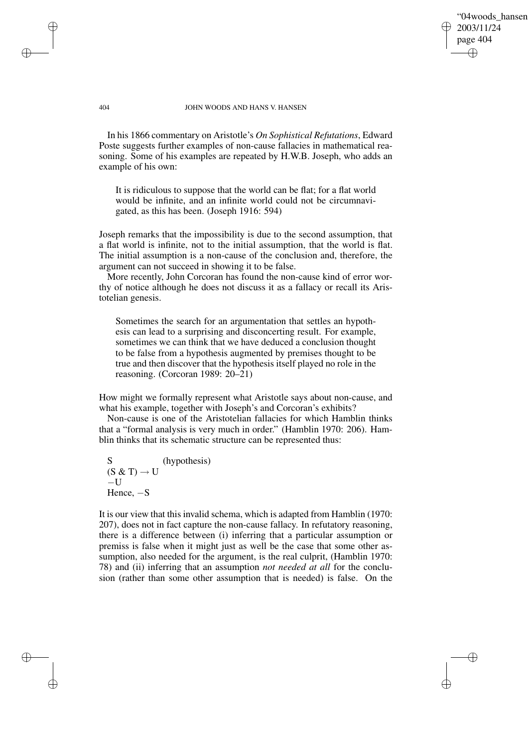In his 1866 commentary on Aristotle's *On Sophistical Refutations*, Edward Poste suggests further examples of non-cause fallacies in mathematical reasoning. Some of his examples are repeated by H.W.B. Joseph, who adds an example of his own:

> It is ridiculous to suppose that the world can be flat; for a flat world would be infinite, and an infinite world could not be circumnavigated, as this has been. (Joseph 1916: 594)

Joseph remarks that the impossibility is due to the second assumption, that a flat world is infinite, not to the initial assumption, that the world is flat. The initial assumption is a non-cause of the conclusion and, therefore, the argument can not succeed in showing it to be false.

More recently, John Corcoran has found the non-cause kind of error worthy of notice although he does not discuss it as a fallacy or recall its Aristotelian genesis.

> Sometimes the search for an argumentation that settles an hypothesis can lead to a surprising and disconcerting result. For example, sometimes we can think that we have deduced a conclusion thought to be false from a hypothesis augmented by premises thought to be true and then discover that the hypothesis itself played no role in the reasoning. (Corcoran 1989: 20–21)

How might we formally represent what Aristotle says about non-cause, and what his example, together with Joseph's and Corcoran's exhibits?

Non-cause is one of the Aristotelian fallacies for which Hamblin thinks that a "formal analysis is very much in order." (Hamblin 1970: 206). Hamblin thinks that its schematic structure can be represented thus:

S (hypothesis)
$(S \;\&\; T) \rightarrow U$
$-U$
Hence, $-S$

It is our view that this invalid schema, which is adapted from Hamblin (1970: 207), does not in fact capture the non-cause fallacy. In refutatory reasoning, there is a difference between (i) inferring that a particular assumption or premiss is false when it might just as well be the case that some other assumption, also needed for the argument, is the real culprit, (Hamblin 1970: 78) and (ii) inferring that an assumption *not needed at all* for the conclusion (rather than some other assumption that is needed) is false. On the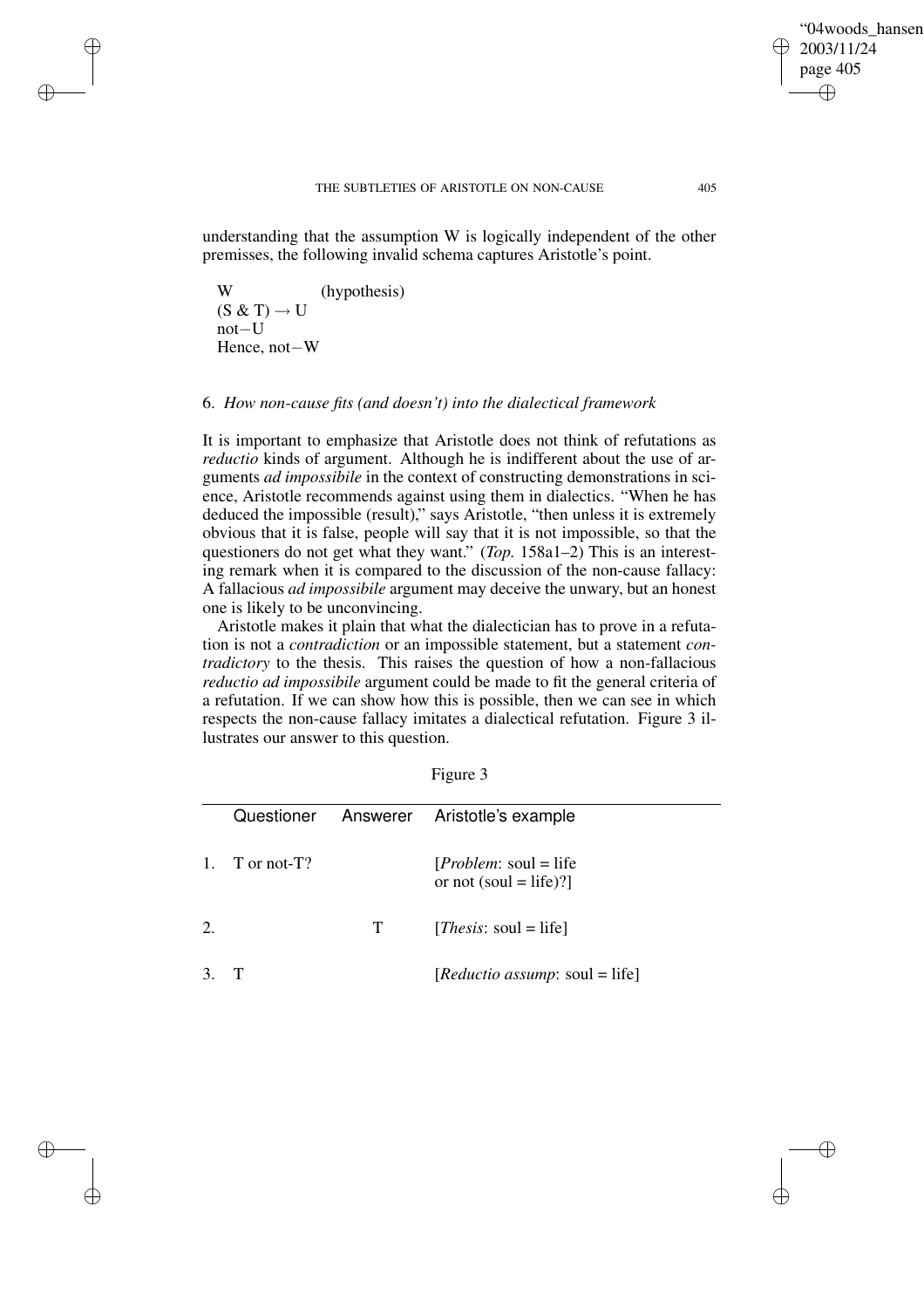understanding that the assumption W is logically independent of the other premisses, the following invalid schema captures Aristotle's point.

$$
\begin{array}{ll}
W & \text{(hypothesis)} \\
(S \,\&\, T) \rightarrow U & \\
\text{not}-U & \\
\text{Hence, not}-W &
\end{array}
$$

## 6. *How non-cause fits (and doesn't) into the dialectical framework*

It is important to emphasize that Aristotle does not think of refutations as *reductio* kinds of argument. Although he is indifferent about the use of arguments *ad impossibile* in the context of constructing demonstrations in science, Aristotle recommends against using them in dialectics. "When he has deduced the impossible (result)," says Aristotle, "then unless it is extremely obvious that it is false, people will say that it is not impossible, so that the questioners do not get what they want." (*Top.* 158a1–2) This is an interesting remark when it is compared to the discussion of the non-cause fallacy: A fallacious *ad impossibile* argument may deceive the unwary, but an honest one is likely to be unconvincing.

Aristotle makes it plain that what the dialectician has to prove in a refutation is not a *contradiction* or an impossible statement, but a statement *contradictory* to the thesis. This raises the question of how a non-fallacious *reductio ad impossibile* argument could be made to fit the general criteria of a refutation. If we can show how this is possible, then we can see in which respects the non-cause fallacy imitates a dialectical refutation. Figure 3 illustrates our answer to this question.

Figure 3

| | Questioner | Answerer | Aristotle's example |
|---|---|---|---|
| 1. | T or not-T? | | [*Problem*: soul = life or not (soul = life)?] |
| 2. | | T | [*Thesis*: soul = life] |
| 3. | T | | [*Reductio assump*: soul = life] |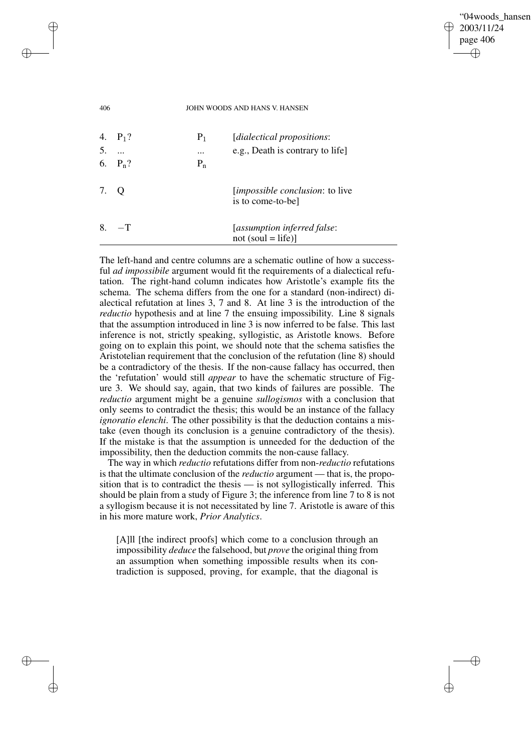| | | | |
|---|---|---|---|
| 4. | $P_1$? | $P_1$ | [*dialectical propositions*: |
| 5. | ... | ... | e.g., Death is contrary to life] |
| 6. | $P_n$? | $P_n$ | |
| 7. | Q | | [*impossible conclusion*: to live is to come-to-be] |
| 8. | $-$T | | [*assumption inferred false*: not (soul = life)] |

The left-hand and centre columns are a schematic outline of how a successful *ad impossibile* argument would fit the requirements of a dialectical refutation. The right-hand column indicates how Aristotle's example fits the schema. The schema differs from the one for a standard (non-indirect) dialectical refutation at lines 3, 7 and 8. At line 3 is the introduction of the *reductio* hypothesis and at line 7 the ensuing impossibility. Line 8 signals that the assumption introduced in line 3 is now inferred to be false. This last inference is not, strictly speaking, syllogistic, as Aristotle knows. Before going on to explain this point, we should note that the schema satisfies the Aristotelian requirement that the conclusion of the refutation (line 8) should be a contradictory of the thesis. If the non-cause fallacy has occurred, then the 'refutation' would still *appear* to have the schematic structure of Figure 3. We should say, again, that two kinds of failures are possible. The *reductio* argument might be a genuine *sullogismos* with a conclusion that only seems to contradict the thesis; this would be an instance of the fallacy *ignoratio elenchi*. The other possibility is that the deduction contains a mistake (even though its conclusion is a genuine contradictory of the thesis). If the mistake is that the assumption is unneeded for the deduction of the impossibility, then the deduction commits the non-cause fallacy.

The way in which *reductio* refutations differ from non-*reductio* refutations is that the ultimate conclusion of the *reductio* argument — that is, the proposition that is to contradict the thesis — is not syllogistically inferred. This should be plain from a study of Figure 3; the inference from line 7 to 8 is not a syllogism because it is not necessitated by line 7. Aristotle is aware of this in his more mature work, *Prior Analytics*.

> [A]ll [the indirect proofs] which come to a conclusion through an impossibility *deduce* the falsehood, but *prove* the original thing from an assumption when something impossible results when its contradiction is supposed, proving, for example, that the diagonal is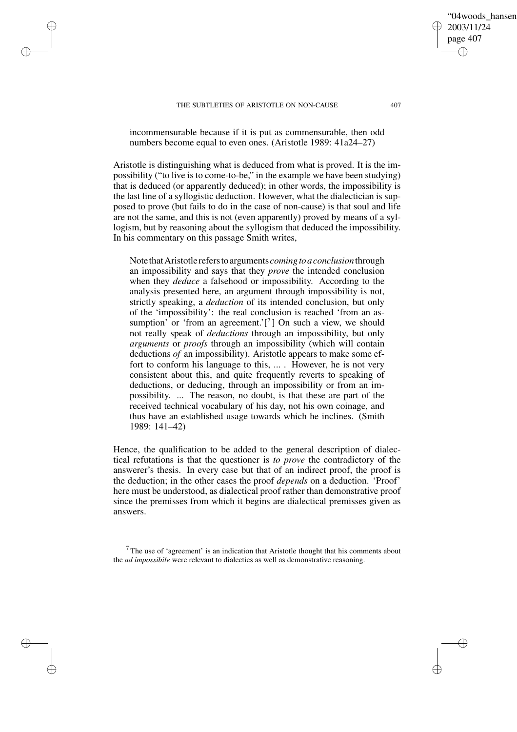> incommensurable because if it is put as commensurable, then odd numbers become equal to even ones. (Aristotle 1989: 41a24–27)

Aristotle is distinguishing what is deduced from what is proved. It is the impossibility ("to live is to come-to-be," in the example we have been studying) that is deduced (or apparently deduced); in other words, the impossibility is the last line of a syllogistic deduction. However, what the dialectician is supposed to prove (but fails to do in the case of non-cause) is that soul and life are not the same, and this is not (even apparently) proved by means of a syllogism, but by reasoning about the syllogism that deduced the impossibility. In his commentary on this passage Smith writes,

> Note that Aristotle refers to arguments *coming to a conclusion* through an impossibility and says that they *prove* the intended conclusion when they *deduce* a falsehood or impossibility. According to the analysis presented here, an argument through impossibility is not, strictly speaking, a *deduction* of its intended conclusion, but only of the 'impossibility': the real conclusion is reached 'from an assumption' or 'from an agreement.'[7] On such a view, we should not really speak of *deductions* through an impossibility, but only *arguments* or *proofs* through an impossibility (which will contain deductions *of* an impossibility). Aristotle appears to make some effort to conform his language to this, ... . However, he is not very consistent about this, and quite frequently reverts to speaking of deductions, or deducing, through an impossibility or from an impossibility. ... The reason, no doubt, is that these are part of the received technical vocabulary of his day, not his own coinage, and thus have an established usage towards which he inclines. (Smith 1989: 141–42)

Hence, the qualification to be added to the general description of dialectical refutations is that the questioner is *to prove* the contradictory of the answerer's thesis. In every case but that of an indirect proof, the proof is the deduction; in the other cases the proof *depends* on a deduction. 'Proof' here must be understood, as dialectical proof rather than demonstrative proof since the premisses from which it begins are dialectical premisses given as answers.

[7] The use of 'agreement' is an indication that Aristotle thought that his comments about the *ad impossibile* were relevant to dialectics as well as demonstrative reasoning.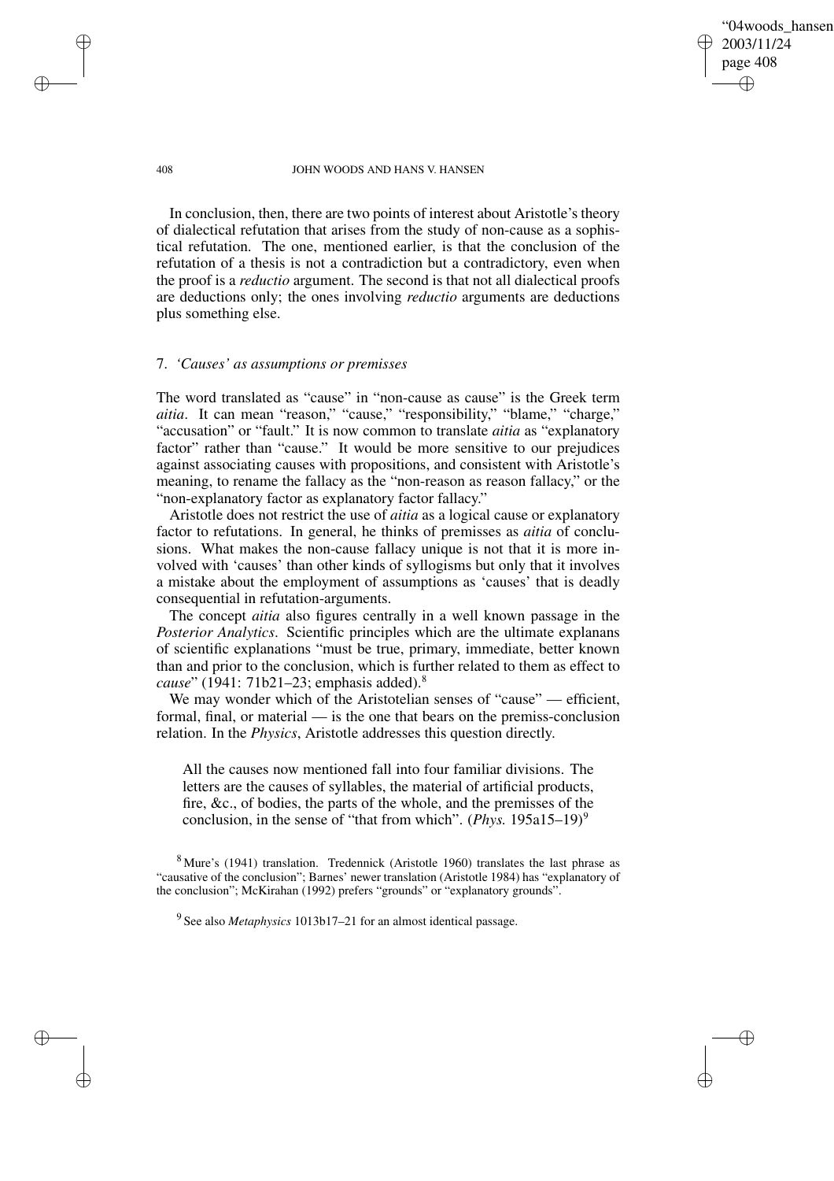In conclusion, then, there are two points of interest about Aristotle's theory of dialectical refutation that arises from the study of non-cause as a sophistical refutation. The one, mentioned earlier, is that the conclusion of the refutation of a thesis is not a contradiction but a contradictory, even when the proof is a *reductio* argument. The second is that not all dialectical proofs are deductions only; the ones involving *reductio* arguments are deductions plus something else.

## 7. *'Causes' as assumptions or premisses*

The word translated as "cause" in "non-cause as cause" is the Greek term *aitia*. It can mean "reason," "cause," "responsibility," "blame," "charge," "accusation" or "fault." It is now common to translate *aitia* as "explanatory factor" rather than "cause." It would be more sensitive to our prejudices against associating causes with propositions, and consistent with Aristotle's meaning, to rename the fallacy as the "non-reason as reason fallacy," or the "non-explanatory factor as explanatory factor fallacy."

Aristotle does not restrict the use of *aitia* as a logical cause or explanatory factor to refutations. In general, he thinks of premisses as *aitia* of conclusions. What makes the non-cause fallacy unique is not that it is more involved with 'causes' than other kinds of syllogisms but only that it involves a mistake about the employment of assumptions as 'causes' that is deadly consequential in refutation-arguments.

The concept *aitia* also figures centrally in a well known passage in the *Posterior Analytics*. Scientific principles which are the ultimate explanans of scientific explanations "must be true, primary, immediate, better known than and prior to the conclusion, which is further related to them as effect to *cause*" (1941: 71b21–23; emphasis added).[8]

We may wonder which of the Aristotelian senses of "cause" — efficient, formal, final, or material — is the one that bears on the premiss-conclusion relation. In the *Physics*, Aristotle addresses this question directly.

> All the causes now mentioned fall into four familiar divisions. The letters are the causes of syllables, the material of artificial products, fire, &c., of bodies, the parts of the whole, and the premisses of the conclusion, in the sense of "that from which". (*Phys.* 195a15–19)[9]

[8] Mure's (1941) translation. Tredennick (Aristotle 1960) translates the last phrase as "causative of the conclusion"; Barnes' newer translation (Aristotle 1984) has "explanatory of the conclusion"; McKirahan (1992) prefers "grounds" or "explanatory grounds".

[9] See also *Metaphysics* 1013b17–21 for an almost identical passage.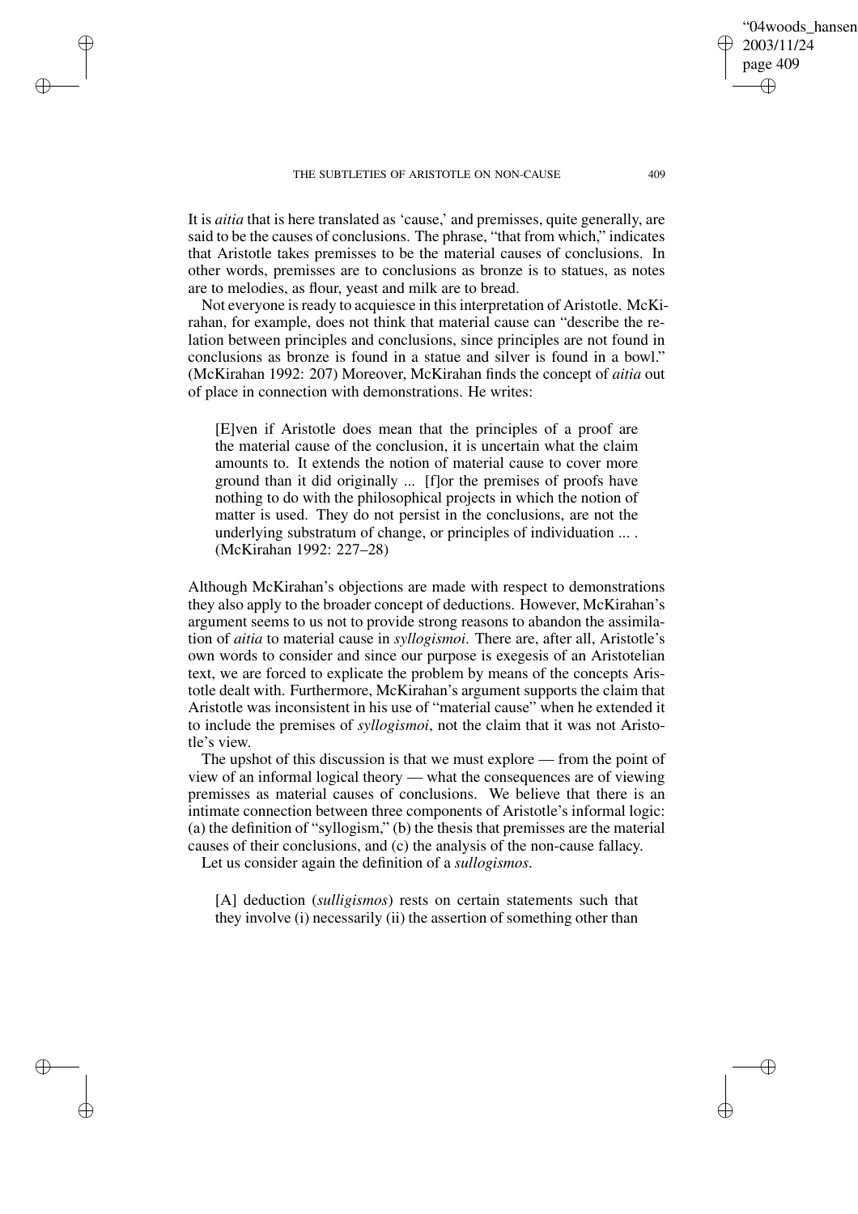It is *aitia* that is here translated as 'cause,' and premisses, quite generally, are said to be the causes of conclusions. The phrase, "that from which," indicates that Aristotle takes premisses to be the material causes of conclusions. In other words, premisses are to conclusions as bronze is to statues, as notes are to melodies, as flour, yeast and milk are to bread.

Not everyone is ready to acquiesce in this interpretation of Aristotle. McKirahan, for example, does not think that material cause can "describe the relation between principles and conclusions, since principles are not found in conclusions as bronze is found in a statue and silver is found in a bowl." (McKirahan 1992: 207) Moreover, McKirahan finds the concept of *aitia* out of place in connection with demonstrations. He writes:

> [E]ven if Aristotle does mean that the principles of a proof are the material cause of the conclusion, it is uncertain what the claim amounts to. It extends the notion of material cause to cover more ground than it did originally ... [f]or the premises of proofs have nothing to do with the philosophical projects in which the notion of matter is used. They do not persist in the conclusions, are not the underlying substratum of change, or principles of individuation ... . (McKirahan 1992: 227–28)

Although McKirahan's objections are made with respect to demonstrations they also apply to the broader concept of deductions. However, McKirahan's argument seems to us not to provide strong reasons to abandon the assimilation of *aitia* to material cause in *syllogismoi*. There are, after all, Aristotle's own words to consider and since our purpose is exegesis of an Aristotelian text, we are forced to explicate the problem by means of the concepts Aristotle dealt with. Furthermore, McKirahan's argument supports the claim that Aristotle was inconsistent in his use of "material cause" when he extended it to include the premises of *syllogismoi*, not the claim that it was not Aristotle's view.

The upshot of this discussion is that we must explore — from the point of view of an informal logical theory — what the consequences are of viewing premisses as material causes of conclusions. We believe that there is an intimate connection between three components of Aristotle's informal logic: (a) the definition of "syllogism," (b) the thesis that premisses are the material causes of their conclusions, and (c) the analysis of the non-cause fallacy.

Let us consider again the definition of a *sullogismos*.

> [A] deduction (*sulligismos*) rests on certain statements such that they involve (i) necessarily (ii) the assertion of something other than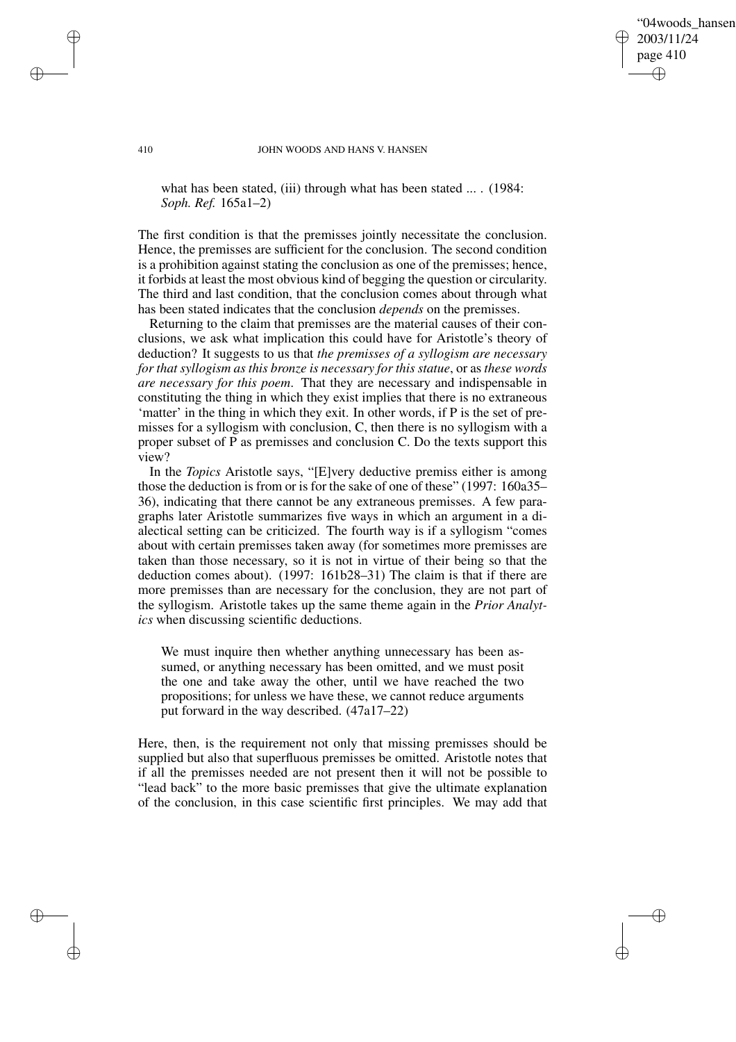what has been stated, (iii) through what has been stated ... . (1984: *Soph. Ref.* 165a1–2)

The first condition is that the premisses jointly necessitate the conclusion. Hence, the premisses are sufficient for the conclusion. The second condition is a prohibition against stating the conclusion as one of the premisses; hence, it forbids at least the most obvious kind of begging the question or circularity. The third and last condition, that the conclusion comes about through what has been stated indicates that the conclusion *depends* on the premisses.

Returning to the claim that premisses are the material causes of their conclusions, we ask what implication this could have for Aristotle's theory of deduction? It suggests to us that *the premisses of a syllogism are necessary for that syllogism as this bronze is necessary for this statue*, or as *these words are necessary for this poem*. That they are necessary and indispensable in constituting the thing in which they exist implies that there is no extraneous 'matter' in the thing in which they exit. In other words, if P is the set of premisses for a syllogism with conclusion, C, then there is no syllogism with a proper subset of P as premisses and conclusion C. Do the texts support this view?

In the *Topics* Aristotle says, "[E]very deductive premiss either is among those the deduction is from or is for the sake of one of these" (1997: 160a35–36), indicating that there cannot be any extraneous premisses. A few paragraphs later Aristotle summarizes five ways in which an argument in a dialectical setting can be criticized. The fourth way is if a syllogism "comes about with certain premisses taken away (for sometimes more premisses are taken than those necessary, so it is not in virtue of their being so that the deduction comes about). (1997: 161b28–31) The claim is that if there are more premisses than are necessary for the conclusion, they are not part of the syllogism. Aristotle takes up the same theme again in the *Prior Analytics* when discussing scientific deductions.

> We must inquire then whether anything unnecessary has been assumed, or anything necessary has been omitted, and we must posit the one and take away the other, until we have reached the two propositions; for unless we have these, we cannot reduce arguments put forward in the way described. (47a17–22)

Here, then, is the requirement not only that missing premisses should be supplied but also that superfluous premisses be omitted. Aristotle notes that if all the premisses needed are not present then it will not be possible to "lead back" to the more basic premisses that give the ultimate explanation of the conclusion, in this case scientific first principles. We may add that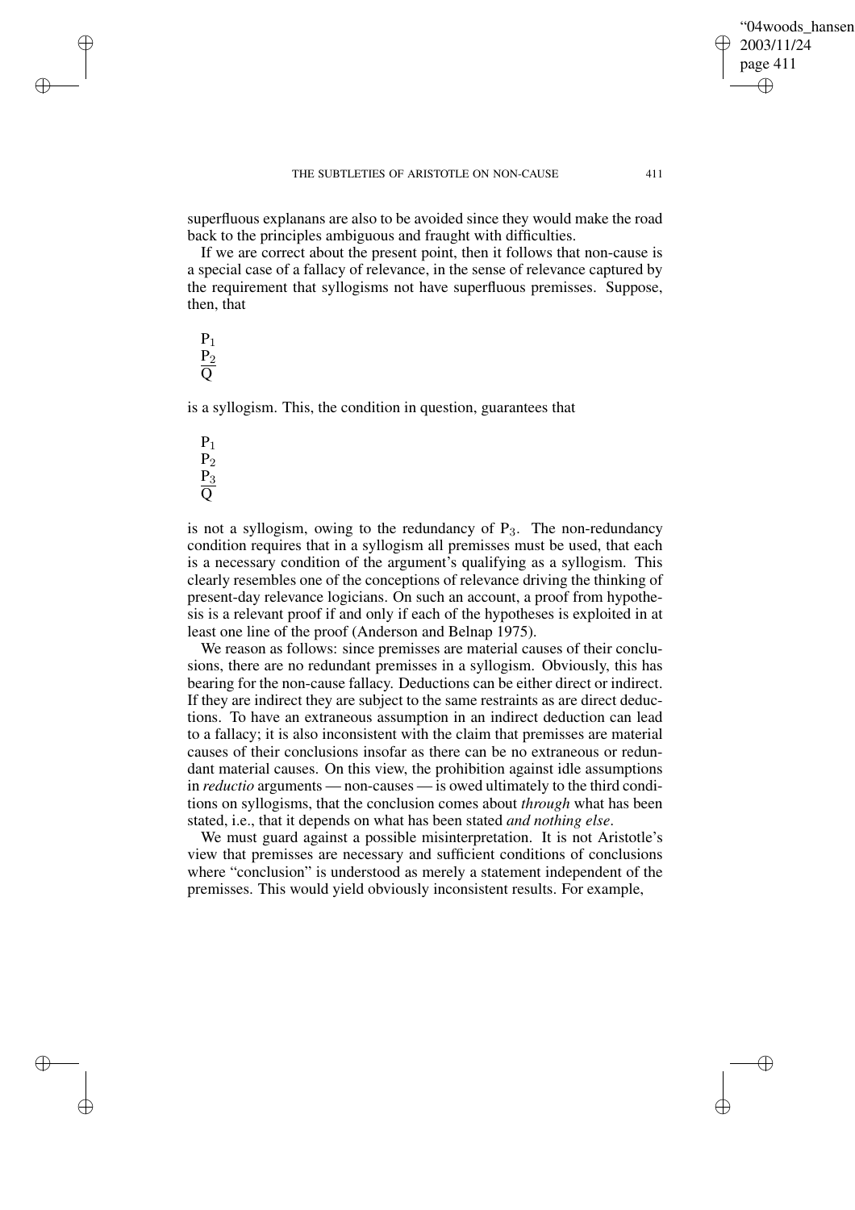superfluous explanans are also to be avoided since they would make the road back to the principles ambiguous and fraught with difficulties.

If we are correct about the present point, then it follows that non-cause is a special case of a fallacy of relevance, in the sense of relevance captured by the requirement that syllogisms not have superfluous premisses. Suppose, then, that

$$\frac{\begin{array}{l}P_1\\P_2\end{array}}{Q}$$

is a syllogism. This, the condition in question, guarantees that

$$\frac{\begin{array}{l}P_1\\P_2\\P_3\end{array}}{Q}$$

is not a syllogism, owing to the redundancy of $P_3$. The non-redundancy condition requires that in a syllogism all premisses must be used, that each is a necessary condition of the argument's qualifying as a syllogism. This clearly resembles one of the conceptions of relevance driving the thinking of present-day relevance logicians. On such an account, a proof from hypothesis is a relevant proof if and only if each of the hypotheses is exploited in at least one line of the proof (Anderson and Belnap 1975).

We reason as follows: since premisses are material causes of their conclusions, there are no redundant premisses in a syllogism. Obviously, this has bearing for the non-cause fallacy. Deductions can be either direct or indirect. If they are indirect they are subject to the same restraints as are direct deductions. To have an extraneous assumption in an indirect deduction can lead to a fallacy; it is also inconsistent with the claim that premisses are material causes of their conclusions insofar as there can be no extraneous or redundant material causes. On this view, the prohibition against idle assumptions in *reductio* arguments — non-causes — is owed ultimately to the third conditions on syllogisms, that the conclusion comes about *through* what has been stated, i.e., that it depends on what has been stated *and nothing else*.

We must guard against a possible misinterpretation. It is not Aristotle's view that premisses are necessary and sufficient conditions of conclusions where "conclusion" is understood as merely a statement independent of the premisses. This would yield obviously inconsistent results. For example,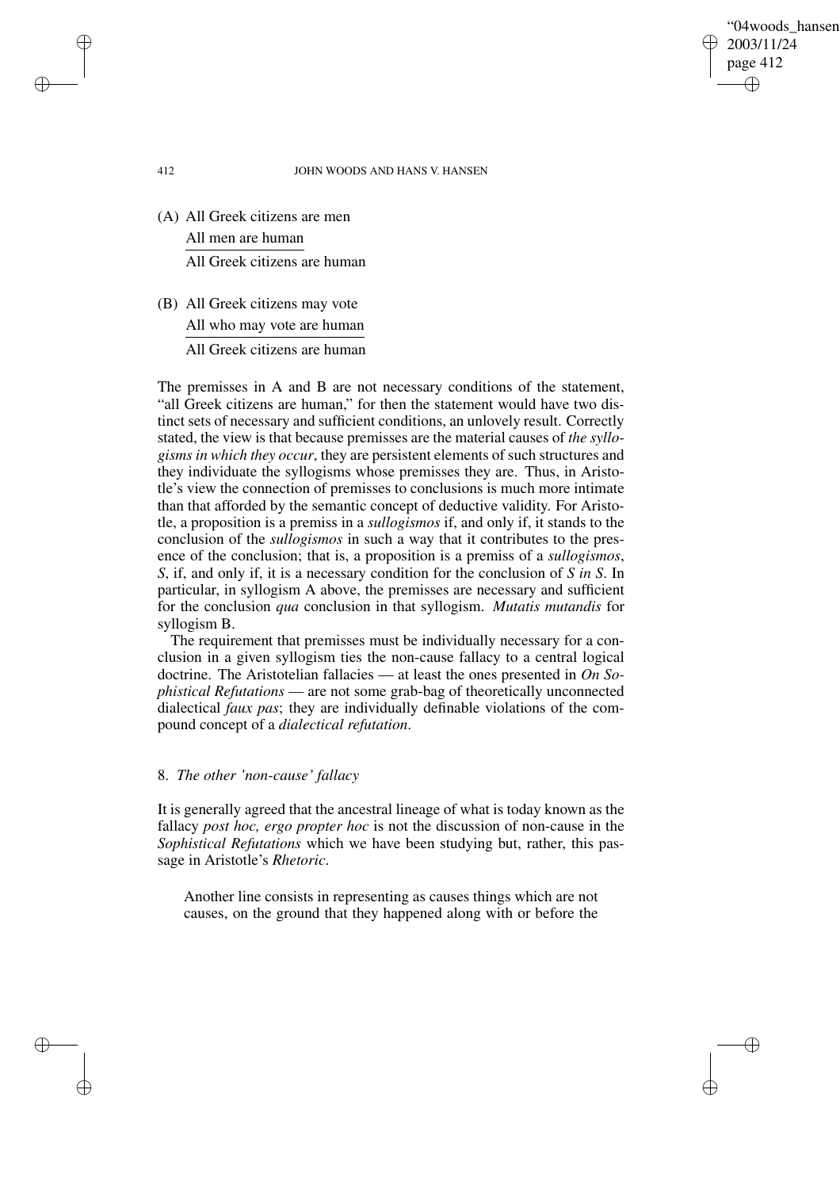(A) All Greek citizens are men
All men are human
All Greek citizens are human

(B) All Greek citizens may vote
All who may vote are human
All Greek citizens are human

The premisses in A and B are not necessary conditions of the statement, "all Greek citizens are human," for then the statement would have two distinct sets of necessary and sufficient conditions, an unlovely result. Correctly stated, the view is that because premisses are the material causes of *the syllogisms in which they occur*, they are persistent elements of such structures and they individuate the syllogisms whose premisses they are. Thus, in Aristotle's view the connection of premisses to conclusions is much more intimate than that afforded by the semantic concept of deductive validity. For Aristotle, a proposition is a premiss in a *sullogismos* if, and only if, it stands to the conclusion of the *sullogismos* in such a way that it contributes to the presence of the conclusion; that is, a proposition is a premiss of a *sullogismos*, *S*, if, and only if, it is a necessary condition for the conclusion of *S in S*. In particular, in syllogism A above, the premisses are necessary and sufficient for the conclusion *qua* conclusion in that syllogism. *Mutatis mutandis* for syllogism B.

The requirement that premisses must be individually necessary for a conclusion in a given syllogism ties the non-cause fallacy to a central logical doctrine. The Aristotelian fallacies — at least the ones presented in *On Sophistical Refutations* — are not some grab-bag of theoretically unconnected dialectical *faux pas*; they are individually definable violations of the compound concept of a *dialectical refutation*.

## 8. *The other 'non-cause' fallacy*

It is generally agreed that the ancestral lineage of what is today known as the fallacy *post hoc, ergo propter hoc* is not the discussion of non-cause in the *Sophistical Refutations* which we have been studying but, rather, this passage in Aristotle's *Rhetoric*.

> Another line consists in representing as causes things which are not causes, on the ground that they happened along with or before the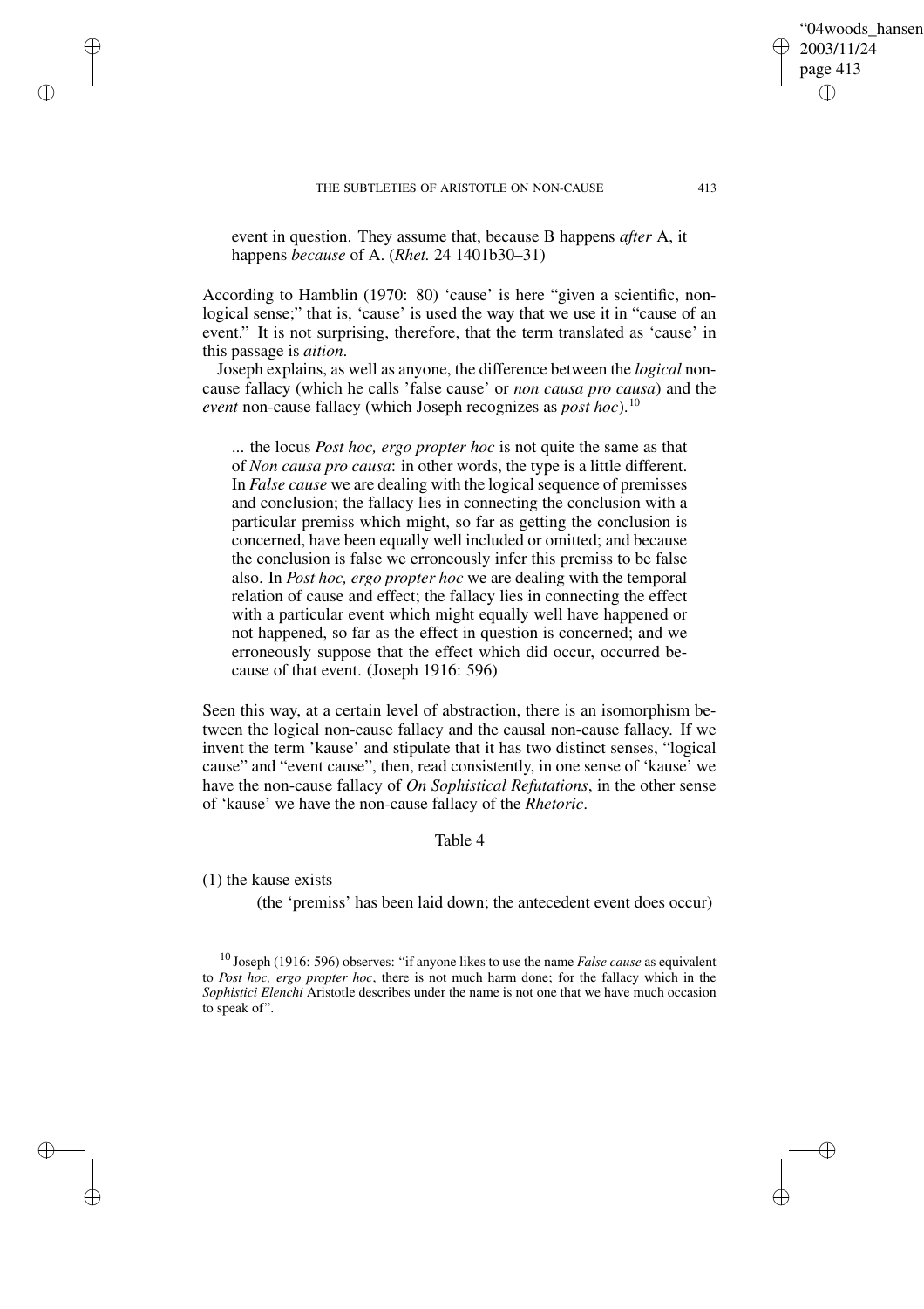event in question. They assume that, because B happens *after* A, it happens *because* of A. (*Rhet.* 24 1401b30–31)

According to Hamblin (1970: 80) 'cause' is here "given a scientific, non-logical sense;" that is, 'cause' is used the way that we use it in "cause of an event." It is not surprising, therefore, that the term translated as 'cause' in this passage is *aition*.

Joseph explains, as well as anyone, the difference between the *logical* non-cause fallacy (which he calls 'false cause' or *non causa pro causa*) and the *event* non-cause fallacy (which Joseph recognizes as *post hoc*).[10]

> ... the locus *Post hoc, ergo propter hoc* is not quite the same as that of *Non causa pro causa*: in other words, the type is a little different. In *False cause* we are dealing with the logical sequence of premisses and conclusion; the fallacy lies in connecting the conclusion with a particular premiss which might, so far as getting the conclusion is concerned, have been equally well included or omitted; and because the conclusion is false we erroneously infer this premiss to be false also. In *Post hoc, ergo propter hoc* we are dealing with the temporal relation of cause and effect; the fallacy lies in connecting the effect with a particular event which might equally well have happened or not happened, so far as the effect in question is concerned; and we erroneously suppose that the effect which did occur, occurred because of that event. (Joseph 1916: 596)

Seen this way, at a certain level of abstraction, there is an isomorphism between the logical non-cause fallacy and the causal non-cause fallacy. If we invent the term 'kause' and stipulate that it has two distinct senses, "logical cause" and "event cause", then, read consistently, in one sense of 'kause' we have the non-cause fallacy of *On Sophistical Refutations*, in the other sense of 'kause' we have the non-cause fallacy of the *Rhetoric*.

Table 4

(1) the kause exists

(the 'premiss' has been laid down; the antecedent event does occur)

[10] Joseph (1916: 596) observes: "if anyone likes to use the name *False cause* as equivalent to *Post hoc, ergo propter hoc*, there is not much harm done; for the fallacy which in the *Sophistici Elenchi* Aristotle describes under the name is not one that we have much occasion to speak of".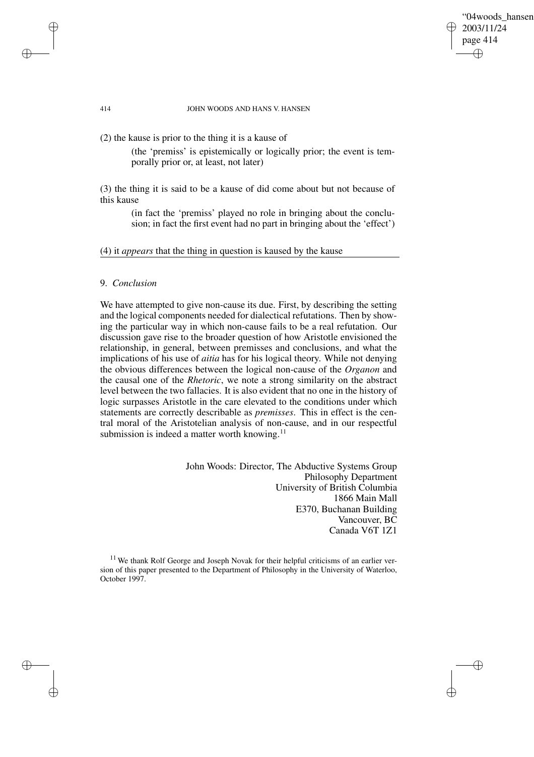(2) the kause is prior to the thing it is a kause of

> (the 'premiss' is epistemically or logically prior; the event is temporally prior or, at least, not later)

(3) the thing it is said to be a kause of did come about but not because of this kause

> (in fact the 'premiss' played no role in bringing about the conclusion; in fact the first event had no part in bringing about the 'effect')

(4) it *appears* that the thing in question is kaused by the kause

## 9. *Conclusion*

We have attempted to give non-cause its due. First, by describing the setting and the logical components needed for dialectical refutations. Then by showing the particular way in which non-cause fails to be a real refutation. Our discussion gave rise to the broader question of how Aristotle envisioned the relationship, in general, between premisses and conclusions, and what the implications of his use of *aitia* has for his logical theory. While not denying the obvious differences between the logical non-cause of the *Organon* and the causal one of the *Rhetoric*, we note a strong similarity on the abstract level between the two fallacies. It is also evident that no one in the history of logic surpasses Aristotle in the care elevated to the conditions under which statements are correctly describable as *premisses*. This in effect is the central moral of the Aristotelian analysis of non-cause, and in our respectful submission is indeed a matter worth knowing.[11]

John Woods: Director, The Abductive Systems Group
Philosophy Department
University of British Columbia
1866 Main Mall
E370, Buchanan Building
Vancouver, BC
Canada V6T 1Z1

[11] We thank Rolf George and Joseph Novak for their helpful criticisms of an earlier version of this paper presented to the Department of Philosophy in the University of Waterloo, October 1997.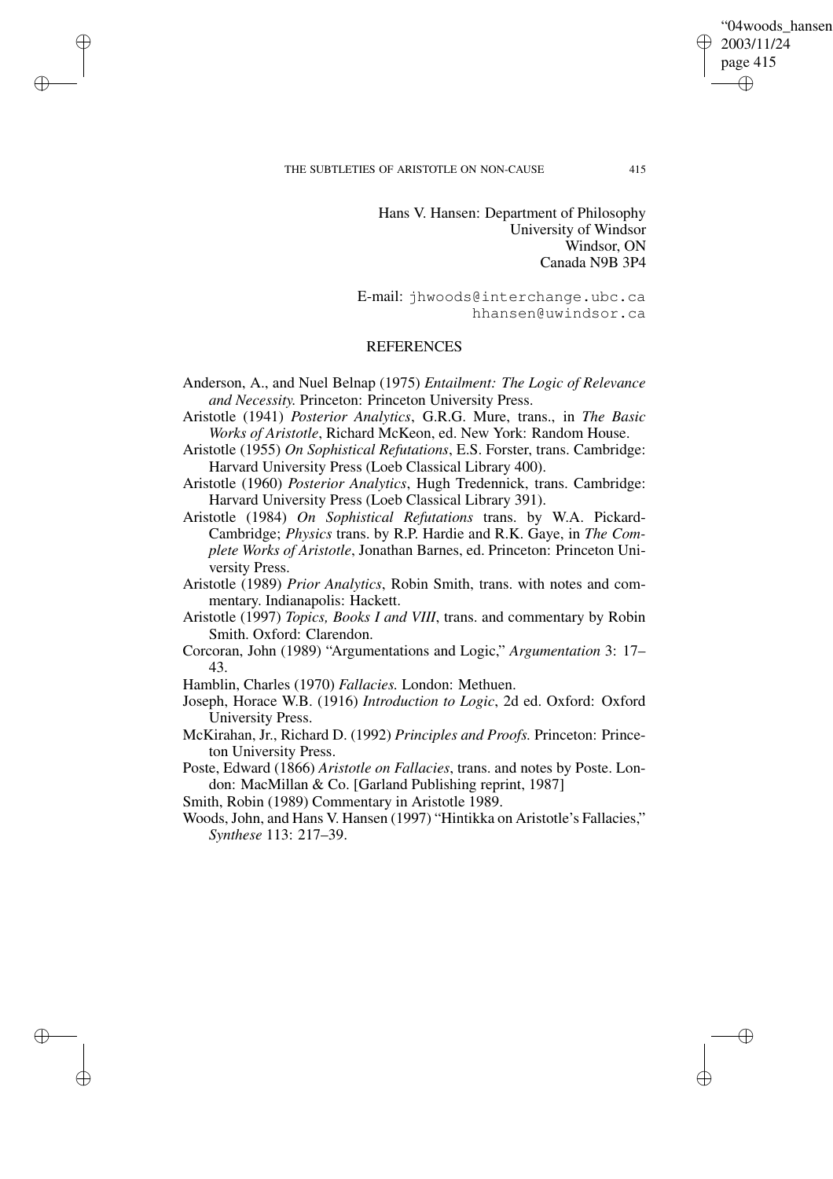Hans V. Hansen: Department of Philosophy
University of Windsor
Windsor, ON
Canada N9B 3P4

E-mail: jhwoods@interchange.ubc.ca
hhansen@uwindsor.ca

## REFERENCES

Anderson, A., and Nuel Belnap (1975) *Entailment: The Logic of Relevance and Necessity.* Princeton: Princeton University Press.

Aristotle (1941) *Posterior Analytics*, G.R.G. Mure, trans., in *The Basic Works of Aristotle*, Richard McKeon, ed. New York: Random House.

Aristotle (1955) *On Sophistical Refutations*, E.S. Forster, trans. Cambridge: Harvard University Press (Loeb Classical Library 400).

Aristotle (1960) *Posterior Analytics*, Hugh Tredennick, trans. Cambridge: Harvard University Press (Loeb Classical Library 391).

Aristotle (1984) *On Sophistical Refutations* trans. by W.A. Pickard-Cambridge; *Physics* trans. by R.P. Hardie and R.K. Gaye, in *The Complete Works of Aristotle*, Jonathan Barnes, ed. Princeton: Princeton University Press.

Aristotle (1989) *Prior Analytics*, Robin Smith, trans. with notes and commentary. Indianapolis: Hackett.

Aristotle (1997) *Topics, Books I and VIII*, trans. and commentary by Robin Smith. Oxford: Clarendon.

Corcoran, John (1989) "Argumentations and Logic," *Argumentation* 3: 17–43.

Hamblin, Charles (1970) *Fallacies.* London: Methuen.

Joseph, Horace W.B. (1916) *Introduction to Logic*, 2d ed. Oxford: Oxford University Press.

McKirahan, Jr., Richard D. (1992) *Principles and Proofs.* Princeton: Princeton University Press.

Poste, Edward (1866) *Aristotle on Fallacies*, trans. and notes by Poste. London: MacMillan & Co. [Garland Publishing reprint, 1987]

Smith, Robin (1989) Commentary in Aristotle 1989.

Woods, John, and Hans V. Hansen (1997) "Hintikka on Aristotle's Fallacies," *Synthese* 113: 217–39.